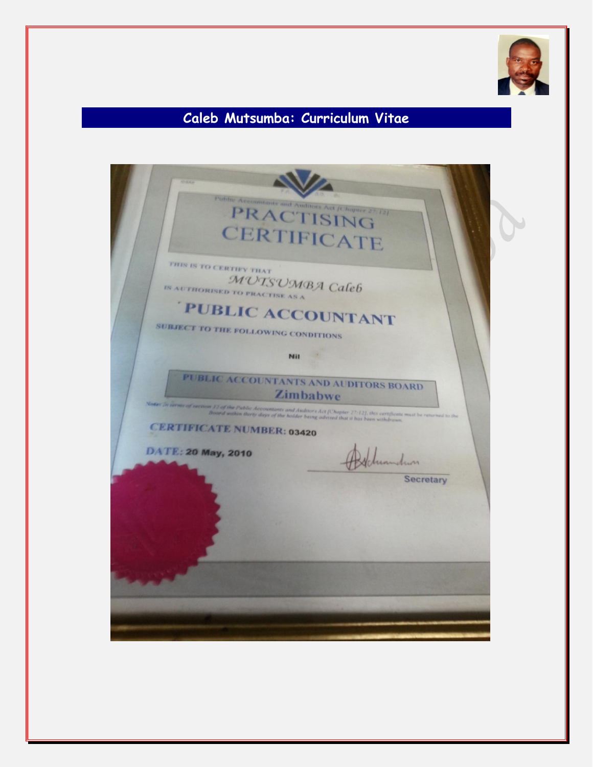# Caleb Mutsumba: Curriculum Vitae

Public Accountants and Auditors Act [Chapter 27:12]

## PRACTISING CERTIFICATE

THIS IS TO CERTIFY THAT

MUTSUMBA Caleb

IS AUTHORISED TO PRACTISE AS A

**PUBLIC ACCOUNTANT**

SUBJECT TO THE FOLLOWING CONDITIONS

Nil

**PUBLIC ACCOUNTANTS AND AUDITORS BOARD**
**Zimbabwe**

*Note: In terms of section 17 of the Public Accountants and Auditors Act [Chapter 27:12], this certificate must be returned to the Board within thirty days of the holder being advised that it has been withdrawn.*

CERTIFICATE NUMBER: 03420

DATE: 20 May, 2010

Secretary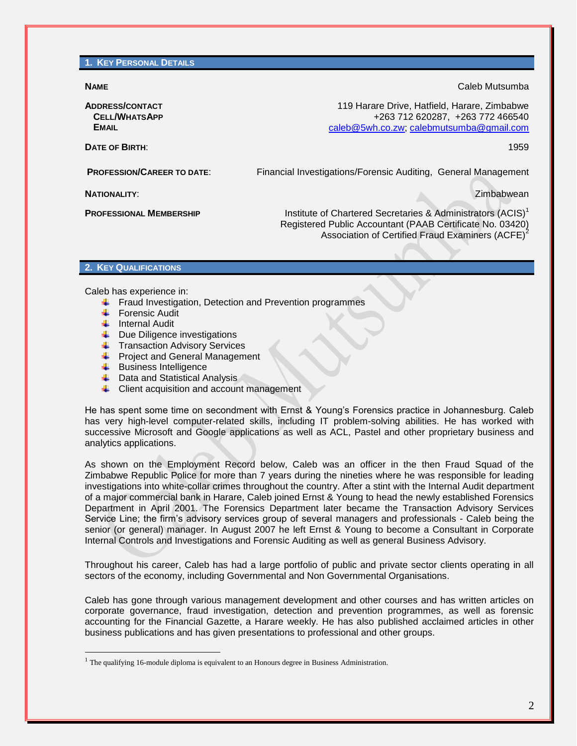## 1. KEY PERSONAL DETAILS

| | |
|---|---|
| **NAME** | Caleb Mutsumba |
| **ADDRESS/CONTACT** | 119 Harare Drive, Hatfield, Harare, Zimbabwe |
| **CELL/WHATSAPP** | +263 712 620287, +263 772 466540 |
| **EMAIL** | caleb@5wh.co.zw; calebmutsumba@gmail.com |
| **DATE OF BIRTH**: | 1959 |
| **PROFESSION/CAREER TO DATE**: | Financial Investigations/Forensic Auditing, General Management |
| **NATIONALITY**: | Zimbabwean |
| **PROFESSIONAL MEMBERSHIP** | Institute of Chartered Secretaries & Administrators (ACIS)[1]<br>Registered Public Accountant (PAAB Certificate No. 03420)<br>Association of Certified Fraud Examiners (ACFE)[2] |

## 2. KEY QUALIFICATIONS

Caleb has experience in:

- Fraud Investigation, Detection and Prevention programmes
- Forensic Audit
- Internal Audit
- Due Diligence investigations
- Transaction Advisory Services
- Project and General Management
- Business Intelligence
- Data and Statistical Analysis
- Client acquisition and account management

He has spent some time on secondment with Ernst & Young's Forensics practice in Johannesburg. Caleb has very high-level computer-related skills, including IT problem-solving abilities. He has worked with successive Microsoft and Google applications as well as ACL, Pastel and other proprietary business and analytics applications.

As shown on the Employment Record below, Caleb was an officer in the then Fraud Squad of the Zimbabwe Republic Police for more than 7 years during the nineties where he was responsible for leading investigations into white-collar crimes throughout the country. After a stint with the Internal Audit department of a major commercial bank in Harare, Caleb joined Ernst & Young to head the newly established Forensics Department in April 2001. The Forensics Department later became the Transaction Advisory Services Service Line; the firm's advisory services group of several managers and professionals - Caleb being the senior (or general) manager. In August 2007 he left Ernst & Young to become a Consultant in Corporate Internal Controls and Investigations and Forensic Auditing as well as general Business Advisory.

Throughout his career, Caleb has had a large portfolio of public and private sector clients operating in all sectors of the economy, including Governmental and Non Governmental Organisations.

Caleb has gone through various management development and other courses and has written articles on corporate governance, fraud investigation, detection and prevention programmes, as well as forensic accounting for the Financial Gazette, a Harare weekly. He has also published acclaimed articles in other business publications and has given presentations to professional and other groups.

---

[1] The qualifying 16-module diploma is equivalent to an Honours degree in Business Administration.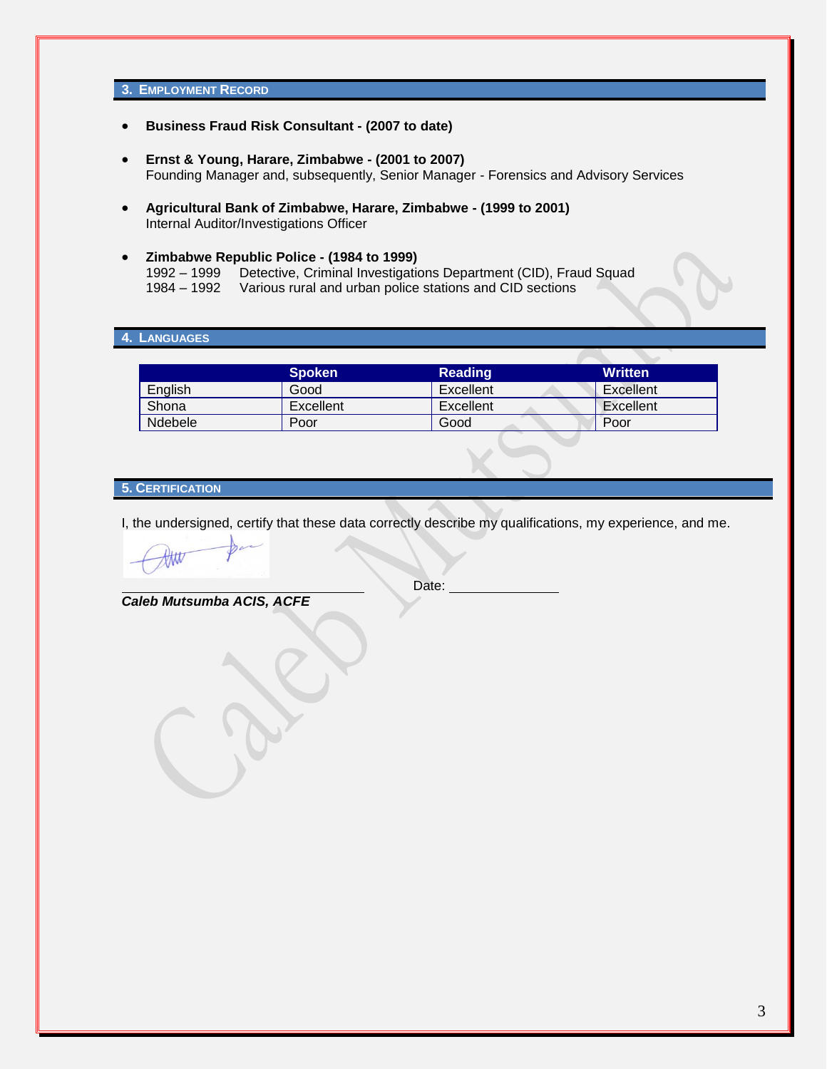## 3. Employment Record

- **Business Fraud Risk Consultant - (2007 to date)**

- **Ernst & Young, Harare, Zimbabwe - (2001 to 2007)**
  Founding Manager and, subsequently, Senior Manager - Forensics and Advisory Services

- **Agricultural Bank of Zimbabwe, Harare, Zimbabwe - (1999 to 2001)**
  Internal Auditor/Investigations Officer

- **Zimbabwe Republic Police - (1984 to 1999)**
  1992 – 1999 Detective, Criminal Investigations Department (CID), Fraud Squad
  1984 – 1992 Various rural and urban police stations and CID sections

## 4. Languages

| | Spoken | Reading | Written |
|---|---|---|---|
| English | Good | Excellent | Excellent |
| Shona | Excellent | Excellent | Excellent |
| Ndebele | Poor | Good | Poor |

## 5. Certification

I, the undersigned, certify that these data correctly describe my qualifications, my experience, and me.

Date: ______________

***Caleb Mutsumba ACIS, ACFE***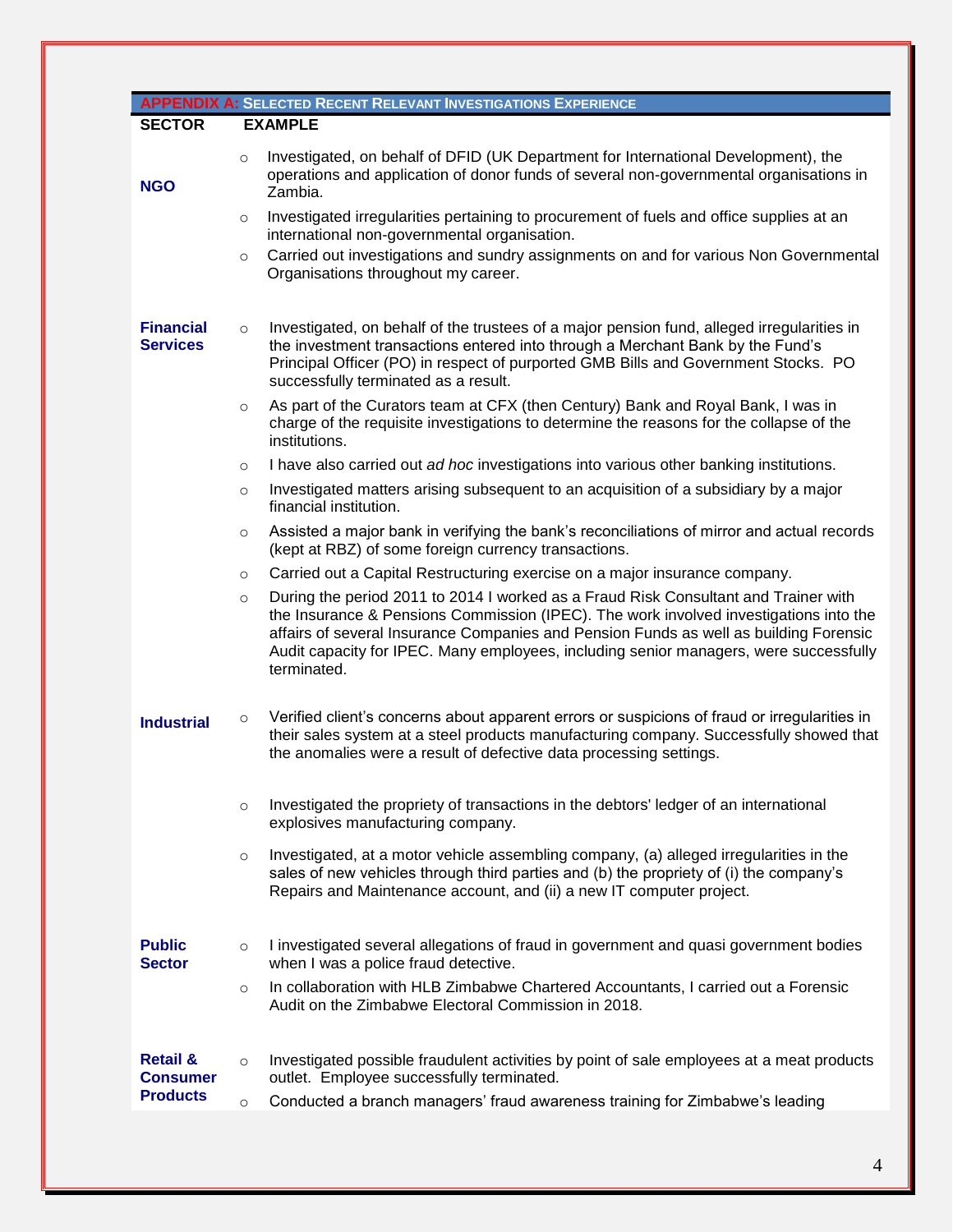## APPENDIX A: Selected Recent Relevant Investigations Experience

| SECTOR | EXAMPLE |
|---|---|
| **NGO** | ○ Investigated, on behalf of DFID (UK Department for International Development), the operations and application of donor funds of several non-governmental organisations in Zambia.<br>○ Investigated irregularities pertaining to procurement of fuels and office supplies at an international non-governmental organisation.<br>○ Carried out investigations and sundry assignments on and for various Non Governmental Organisations throughout my career. |
| **Financial Services** | ○ Investigated, on behalf of the trustees of a major pension fund, alleged irregularities in the investment transactions entered into through a Merchant Bank by the Fund's Principal Officer (PO) in respect of purported GMB Bills and Government Stocks. PO successfully terminated as a result.<br>○ As part of the Curators team at CFX (then Century) Bank and Royal Bank, I was in charge of the requisite investigations to determine the reasons for the collapse of the institutions.<br>○ I have also carried out *ad hoc* investigations into various other banking institutions.<br>○ Investigated matters arising subsequent to an acquisition of a subsidiary by a major financial institution.<br>○ Assisted a major bank in verifying the bank's reconciliations of mirror and actual records (kept at RBZ) of some foreign currency transactions.<br>○ Carried out a Capital Restructuring exercise on a major insurance company.<br>○ During the period 2011 to 2014 I worked as a Fraud Risk Consultant and Trainer with the Insurance & Pensions Commission (IPEC). The work involved investigations into the affairs of several Insurance Companies and Pension Funds as well as building Forensic Audit capacity for IPEC. Many employees, including senior managers, were successfully terminated. |
| **Industrial** | ○ Verified client's concerns about apparent errors or suspicions of fraud or irregularities in their sales system at a steel products manufacturing company. Successfully showed that the anomalies were a result of defective data processing settings.<br>○ Investigated the propriety of transactions in the debtors' ledger of an international explosives manufacturing company.<br>○ Investigated, at a motor vehicle assembling company, (a) alleged irregularities in the sales of new vehicles through third parties and (b) the propriety of (i) the company's Repairs and Maintenance account, and (ii) a new IT computer project. |
| **Public Sector** | ○ I investigated several allegations of fraud in government and quasi government bodies when I was a police fraud detective.<br>○ In collaboration with HLB Zimbabwe Chartered Accountants, I carried out a Forensic Audit on the Zimbabwe Electoral Commission in 2018. |
| **Retail & Consumer Products** | ○ Investigated possible fraudulent activities by point of sale employees at a meat products outlet. Employee successfully terminated.<br>○ Conducted a branch managers' fraud awareness training for Zimbabwe's leading |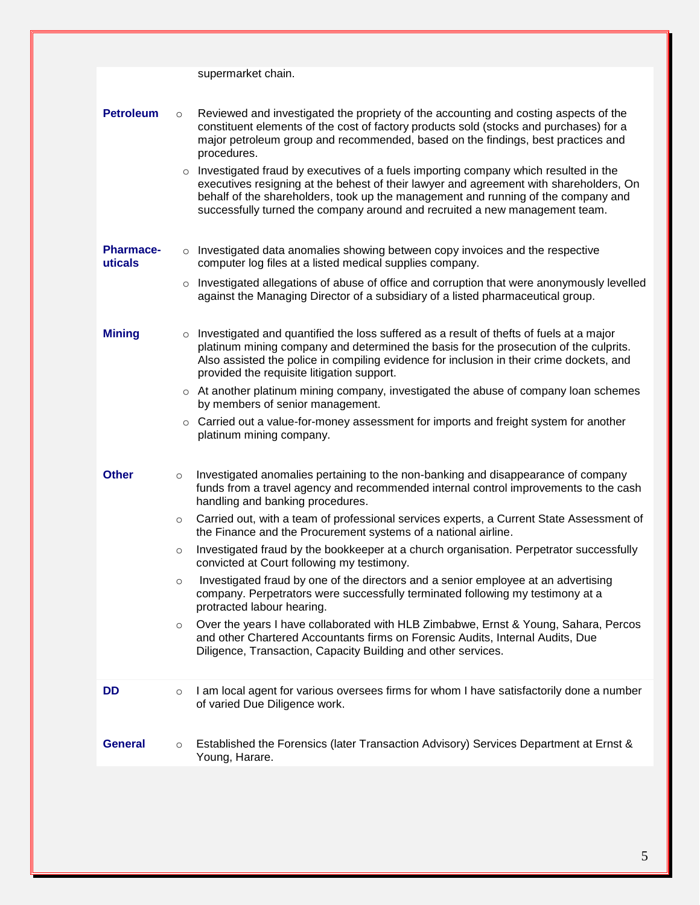supermarket chain.

**Petroleum**

- Reviewed and investigated the propriety of the accounting and costing aspects of the constituent elements of the cost of factory products sold (stocks and purchases) for a major petroleum group and recommended, based on the findings, best practices and procedures.
- Investigated fraud by executives of a fuels importing company which resulted in the executives resigning at the behest of their lawyer and agreement with shareholders, On behalf of the shareholders, took up the management and running of the company and successfully turned the company around and recruited a new management team.

**Pharmaceuticals**

- Investigated data anomalies showing between copy invoices and the respective computer log files at a listed medical supplies company.
- Investigated allegations of abuse of office and corruption that were anonymously levelled against the Managing Director of a subsidiary of a listed pharmaceutical group.

**Mining**

- Investigated and quantified the loss suffered as a result of thefts of fuels at a major platinum mining company and determined the basis for the prosecution of the culprits. Also assisted the police in compiling evidence for inclusion in their crime dockets, and provided the requisite litigation support.
- At another platinum mining company, investigated the abuse of company loan schemes by members of senior management.
- Carried out a value-for-money assessment for imports and freight system for another platinum mining company.

**Other**

- Investigated anomalies pertaining to the non-banking and disappearance of company funds from a travel agency and recommended internal control improvements to the cash handling and banking procedures.
- Carried out, with a team of professional services experts, a Current State Assessment of the Finance and the Procurement systems of a national airline.
- Investigated fraud by the bookkeeper at a church organisation. Perpetrator successfully convicted at Court following my testimony.
- Investigated fraud by one of the directors and a senior employee at an advertising company. Perpetrators were successfully terminated following my testimony at a protracted labour hearing.
- Over the years I have collaborated with HLB Zimbabwe, Ernst & Young, Sahara, Percos and other Chartered Accountants firms on Forensic Audits, Internal Audits, Due Diligence, Transaction, Capacity Building and other services.

**DD**

- I am local agent for various oversees firms for whom I have satisfactorily done a number of varied Due Diligence work.

**General**

- Established the Forensics (later Transaction Advisory) Services Department at Ernst & Young, Harare.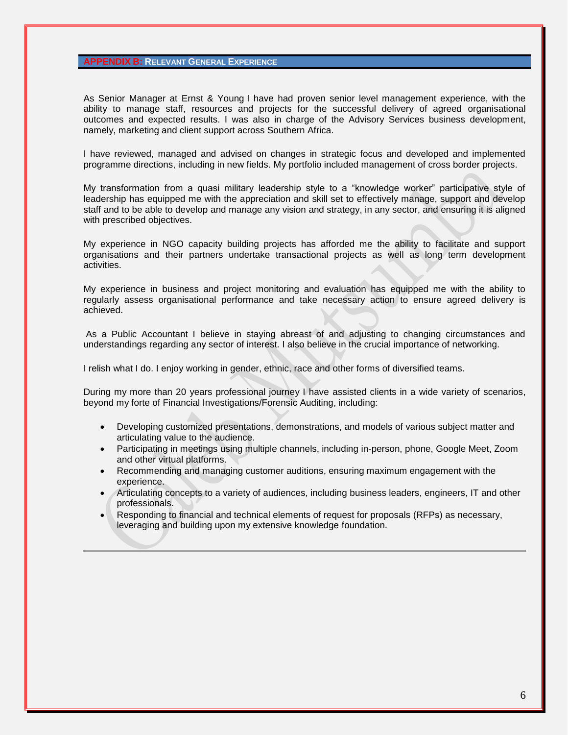## APPENDIX B: RELEVANT GENERAL EXPERIENCE

As Senior Manager at Ernst & Young I have had proven senior level management experience, with the ability to manage staff, resources and projects for the successful delivery of agreed organisational outcomes and expected results. I was also in charge of the Advisory Services business development, namely, marketing and client support across Southern Africa.

I have reviewed, managed and advised on changes in strategic focus and developed and implemented programme directions, including in new fields. My portfolio included management of cross border projects.

My transformation from a quasi military leadership style to a "knowledge worker" participative style of leadership has equipped me with the appreciation and skill set to effectively manage, support and develop staff and to be able to develop and manage any vision and strategy, in any sector, and ensuring it is aligned with prescribed objectives.

My experience in NGO capacity building projects has afforded me the ability to facilitate and support organisations and their partners undertake transactional projects as well as long term development activities.

My experience in business and project monitoring and evaluation has equipped me with the ability to regularly assess organisational performance and take necessary action to ensure agreed delivery is achieved.

As a Public Accountant I believe in staying abreast of and adjusting to changing circumstances and understandings regarding any sector of interest. I also believe in the crucial importance of networking.

I relish what I do. I enjoy working in gender, ethnic, race and other forms of diversified teams.

During my more than 20 years professional journey I have assisted clients in a wide variety of scenarios, beyond my forte of Financial Investigations/Forensic Auditing, including:

- Developing customized presentations, demonstrations, and models of various subject matter and articulating value to the audience.
- Participating in meetings using multiple channels, including in-person, phone, Google Meet, Zoom and other virtual platforms.
- Recommending and managing customer auditions, ensuring maximum engagement with the experience.
- Articulating concepts to a variety of audiences, including business leaders, engineers, IT and other professionals.
- Responding to financial and technical elements of request for proposals (RFPs) as necessary, leveraging and building upon my extensive knowledge foundation.